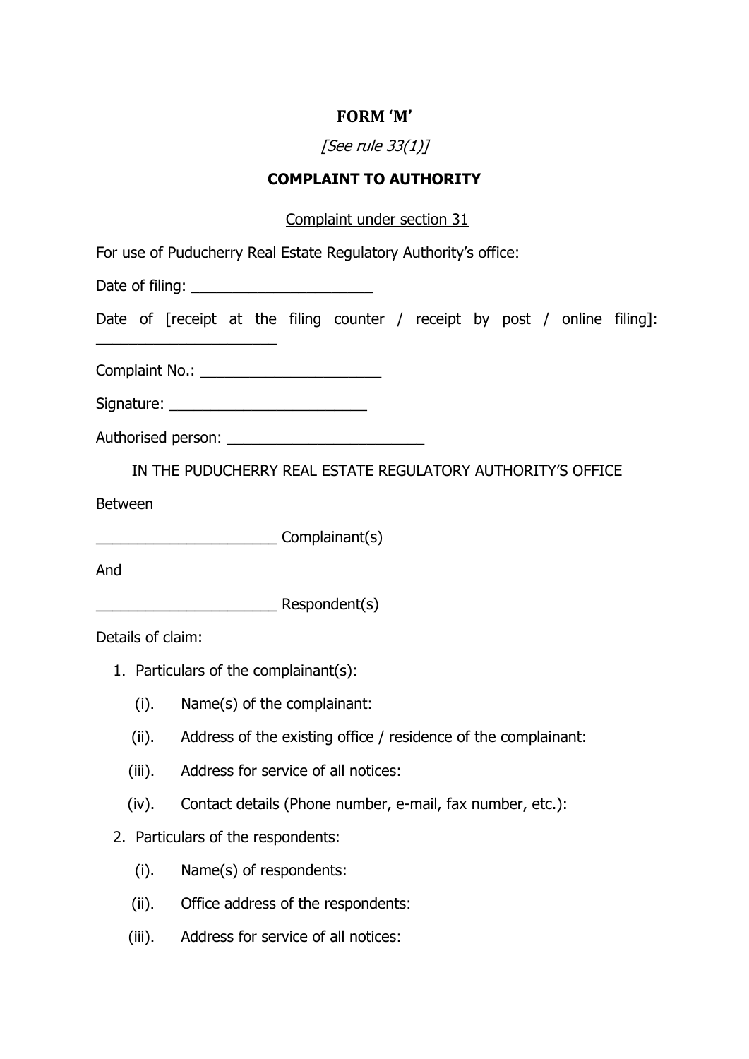# FORM 'M'

*[See rule 33(1)]*

## COMPLAINT TO AUTHORITY

Complaint under section 31

For use of Puducherry Real Estate Regulatory Authority's office:

Date of filing: ______________________

Date of [receipt at the filing counter / receipt by post / online filing]: ______________________

Complaint No.: ______________________

Signature: ________________________

Authorised person: ________________________

IN THE PUDUCHERRY REAL ESTATE REGULATORY AUTHORITY'S OFFICE

Between

______________________ Complainant(s)

And

______________________ Respondent(s)

Details of claim:

1. Particulars of the complainant(s):
   - (i). Name(s) of the complainant:
   - (ii). Address of the existing office / residence of the complainant:
   - (iii). Address for service of all notices:
   - (iv). Contact details (Phone number, e-mail, fax number, etc.):
2. Particulars of the respondents:
   - (i). Name(s) of respondents:
   - (ii). Office address of the respondents:
   - (iii). Address for service of all notices: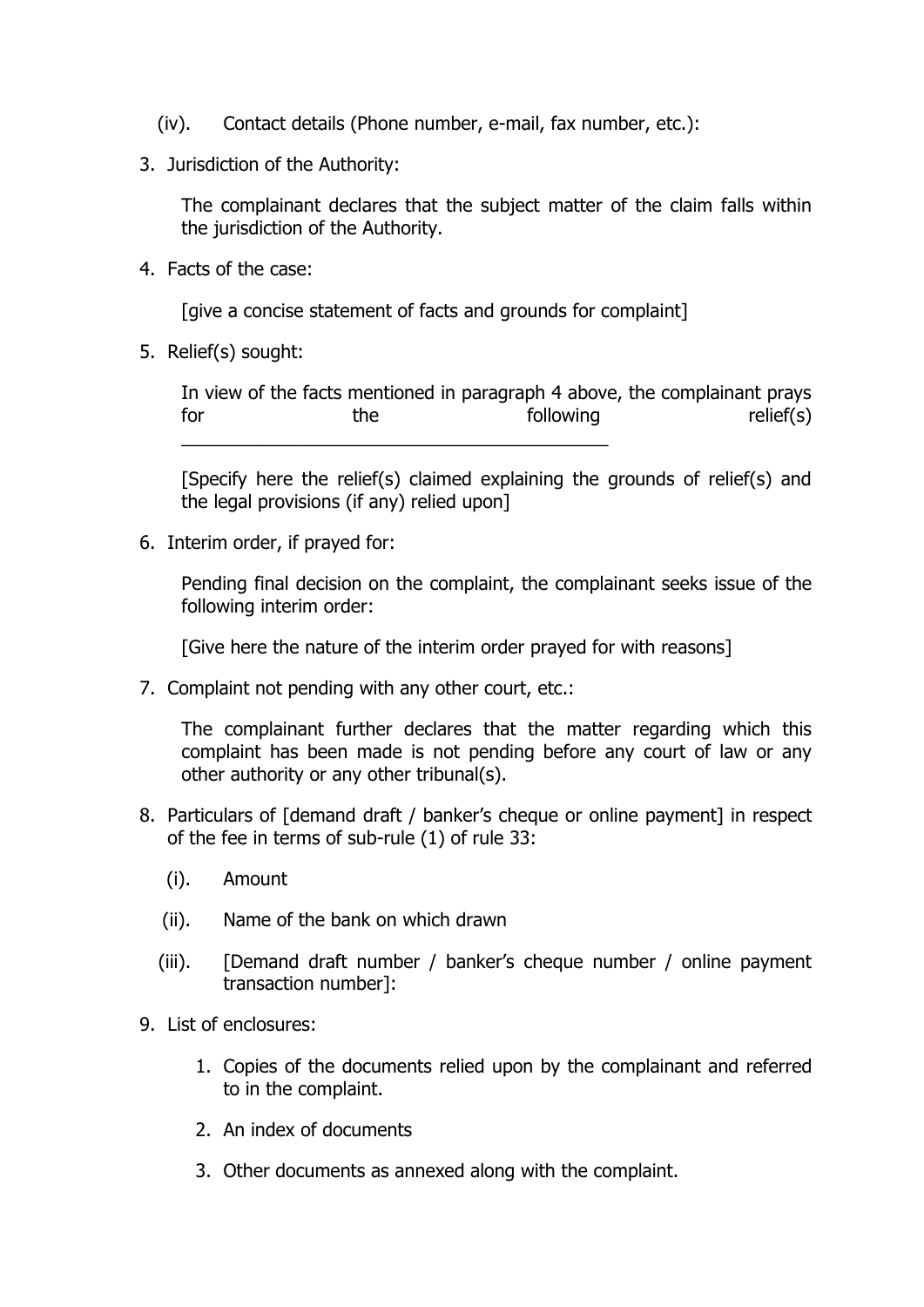(iv). Contact details (Phone number, e-mail, fax number, etc.):

3. Jurisdiction of the Authority:

   The complainant declares that the subject matter of the claim falls within the jurisdiction of the Authority.

4. Facts of the case:

   [give a concise statement of facts and grounds for complaint]

5. Relief(s) sought:

   In view of the facts mentioned in paragraph 4 above, the complainant prays for the following relief(s) ___________________________________________

   [Specify here the relief(s) claimed explaining the grounds of relief(s) and the legal provisions (if any) relied upon]

6. Interim order, if prayed for:

   Pending final decision on the complaint, the complainant seeks issue of the following interim order:

   [Give here the nature of the interim order prayed for with reasons]

7. Complaint not pending with any other court, etc.:

   The complainant further declares that the matter regarding which this complaint has been made is not pending before any court of law or any other authority or any other tribunal(s).

8. Particulars of [demand draft / banker's cheque or online payment] in respect of the fee in terms of sub-rule (1) of rule 33:

   (i). Amount

   (ii). Name of the bank on which drawn

   (iii). [Demand draft number / banker's cheque number / online payment transaction number]:

9. List of enclosures:

   1. Copies of the documents relied upon by the complainant and referred to in the complaint.
   2. An index of documents
   3. Other documents as annexed along with the complaint.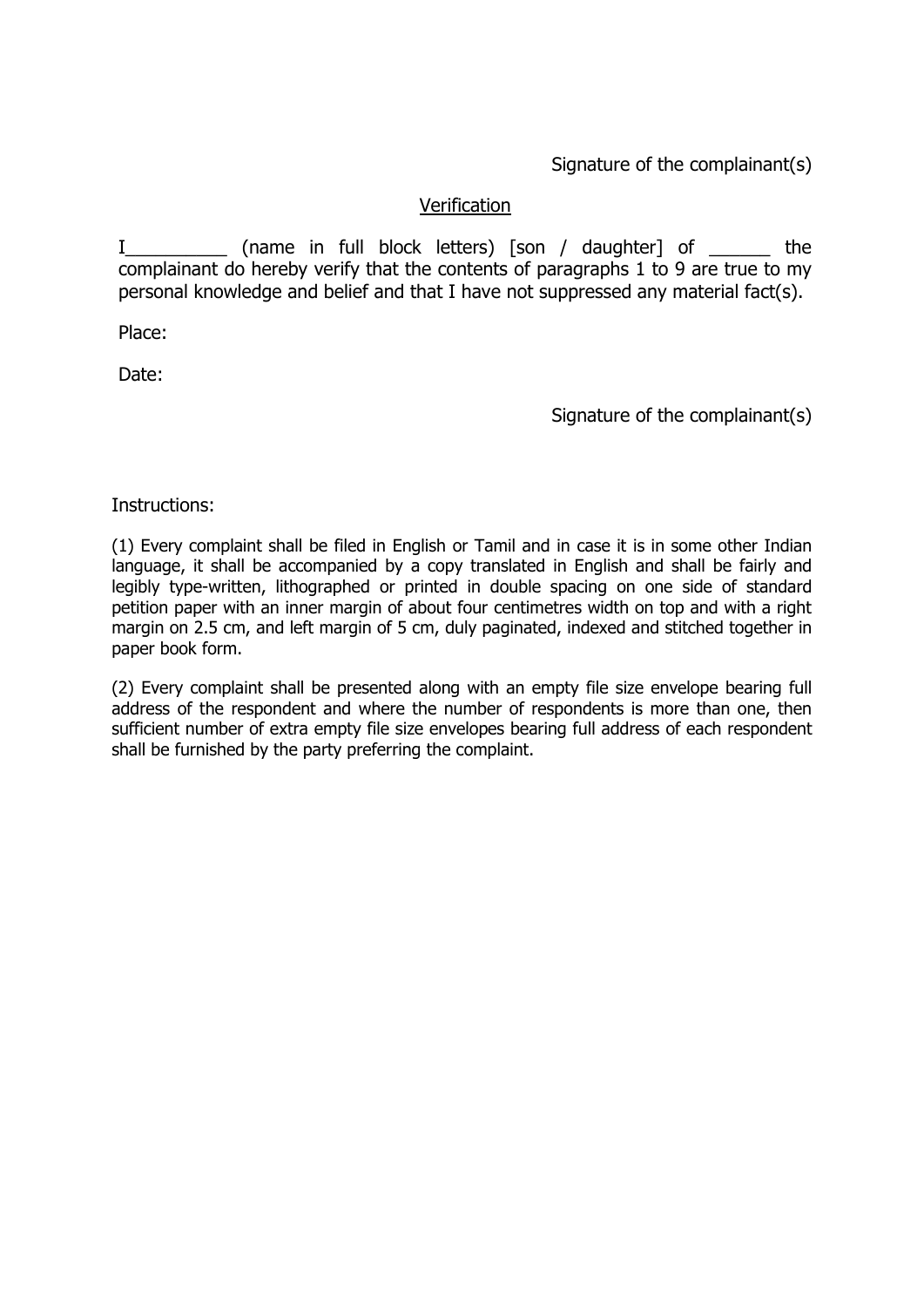Signature of the complainant(s)

Verification

I__________ (name in full block letters) [son / daughter] of ______ the complainant do hereby verify that the contents of paragraphs 1 to 9 are true to my personal knowledge and belief and that I have not suppressed any material fact(s).

Place:

Date:

Signature of the complainant(s)

Instructions:

(1) Every complaint shall be filed in English or Tamil and in case it is in some other Indian language, it shall be accompanied by a copy translated in English and shall be fairly and legibly type-written, lithographed or printed in double spacing on one side of standard petition paper with an inner margin of about four centimetres width on top and with a right margin on 2.5 cm, and left margin of 5 cm, duly paginated, indexed and stitched together in paper book form.

(2) Every complaint shall be presented along with an empty file size envelope bearing full address of the respondent and where the number of respondents is more than one, then sufficient number of extra empty file size envelopes bearing full address of each respondent shall be furnished by the party preferring the complaint.